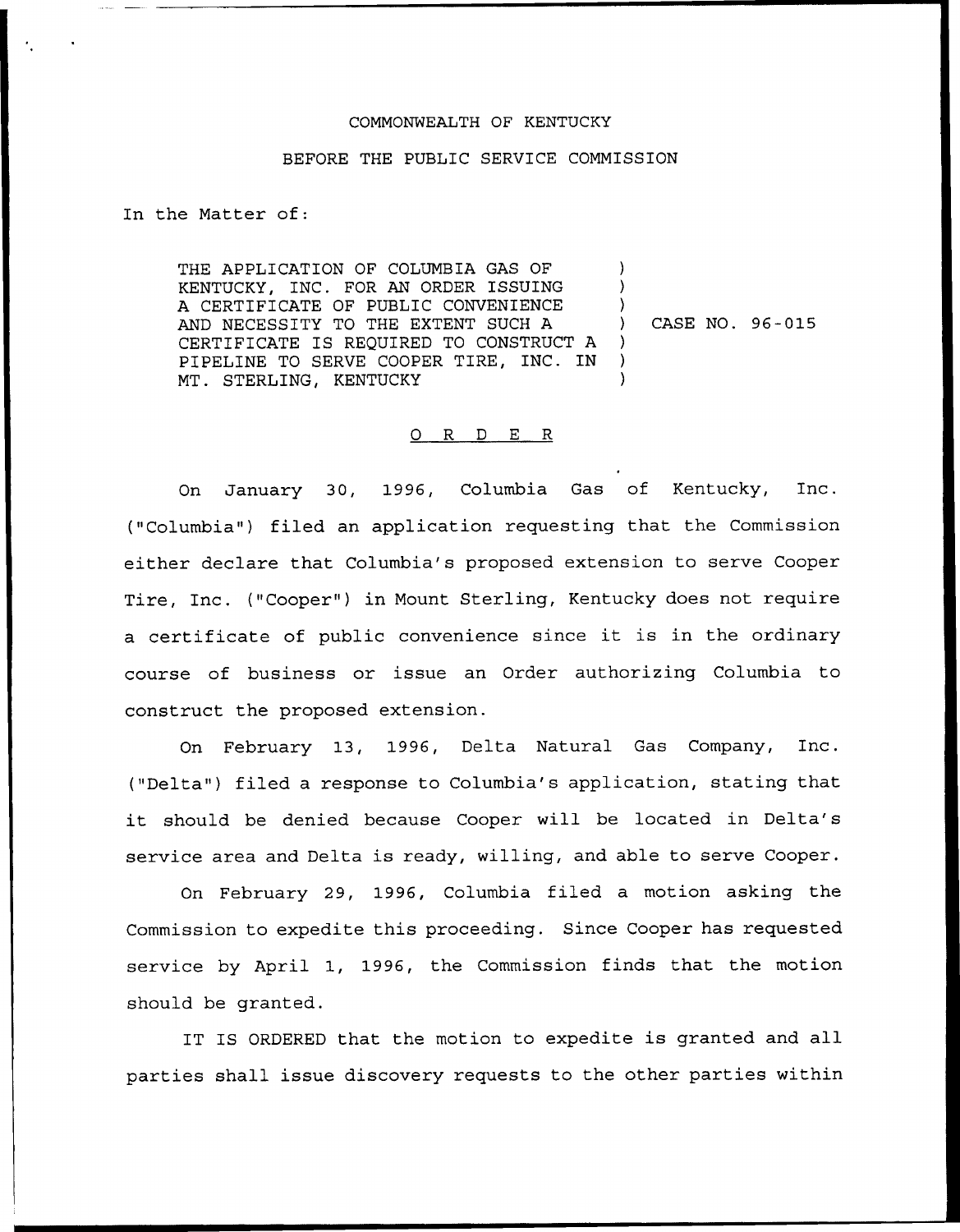COMMONWEALTH OF KENTUCKY

BEFORE THE PUBLIC SERVICE COMMISSION

In the Matter of:

THE APPLICATION OF COLUMBIA GAS OF KENTUCKY, INC. FOR AN ORDER ISSUING A CERTIFICATE OF PUBLIC CONVENIENCE AND NECESSITY TO THE EXTENT SUCH A CERTIFICATE IS REQUIRED TO CONSTRUCT A PIPELINE TO SERVE COOPER TIRE, INC. IN MT. STERLING, KENTUCKY ) CASE NO. 96-015

O R D E R

On January 30, 1996, Columbia Gas of Kentucky, Inc. ("Columbia") filed an application requesting that the Commission either declare that Columbia's proposed extension to serve Cooper Tire, Inc. ("Cooper") in Mount Sterling, Kentucky does not require a certificate of public convenience since it is in the ordinary course of business or issue an Order authorizing Columbia to construct the proposed extension.

On February 13, 1996, Delta Natural Gas Company, Inc. ("Delta") filed a response to Columbia's application, stating that it should be denied because Cooper will be located in Delta's service area and Delta is ready, willing, and able to serve Cooper.

On February 29, 1996, Columbia filed a motion asking the Commission to expedite this proceeding. Since Cooper has requested service by April 1, 1996, the Commission finds that the motion should be granted.

IT IS ORDERED that the motion to expedite is granted and all parties shall issue discovery requests to the other parties within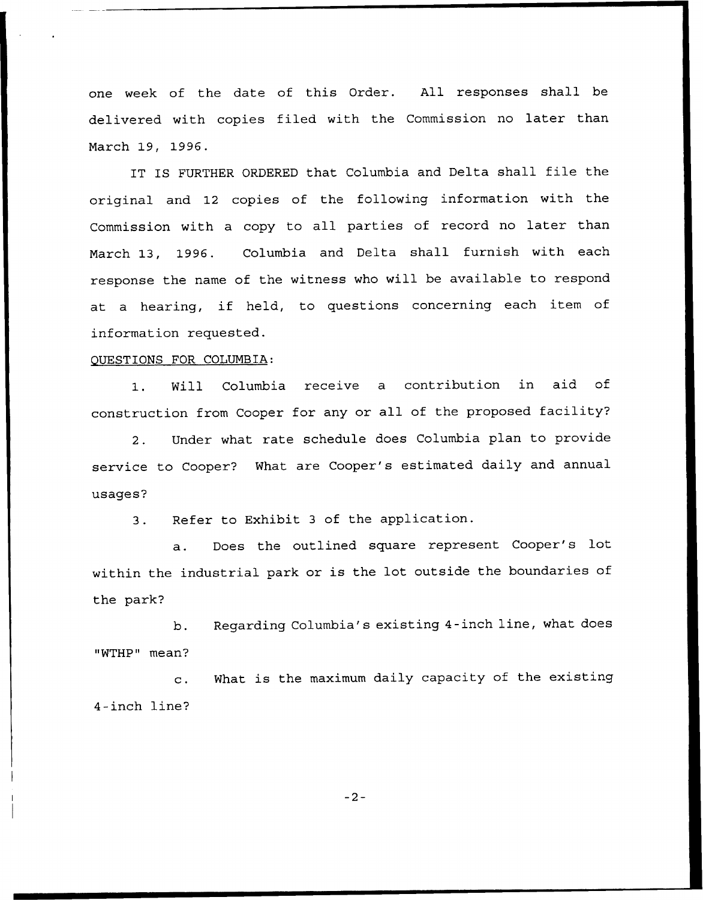one week of the date of this Order. All responses shall be delivered with copies filed with the Commission no later than March 19, 1996.

IT IS FURTHER ORDERED that Columbia and Delta shall file the original and 12 copies of the following information with the Commission with a copy to all parties of record no later than March 13, 1996. Columbia and Delta shall furnish with each response the name of the witness who will be available to respond at a hearing, if held, to questions concerning each item of information requested.

QUESTIONS FOR COLUMBIA:

1. Will Columbia receive a contribution in aid of construction from Cooper for any or all of the proposed facility?

2. Under what rate schedule does Columbia plan to provide service to Cooper? What are Cooper's estimated daily and annual usages?

3. Refer to Exhibit 3 of the application.

   a. Does the outlined square represent Cooper's lot within the industrial park or is the lot outside the boundaries of the park?

   b. Regarding Columbia's existing 4-inch line, what does "WTHP" mean?

   c. What is the maximum daily capacity of the existing 4-inch line?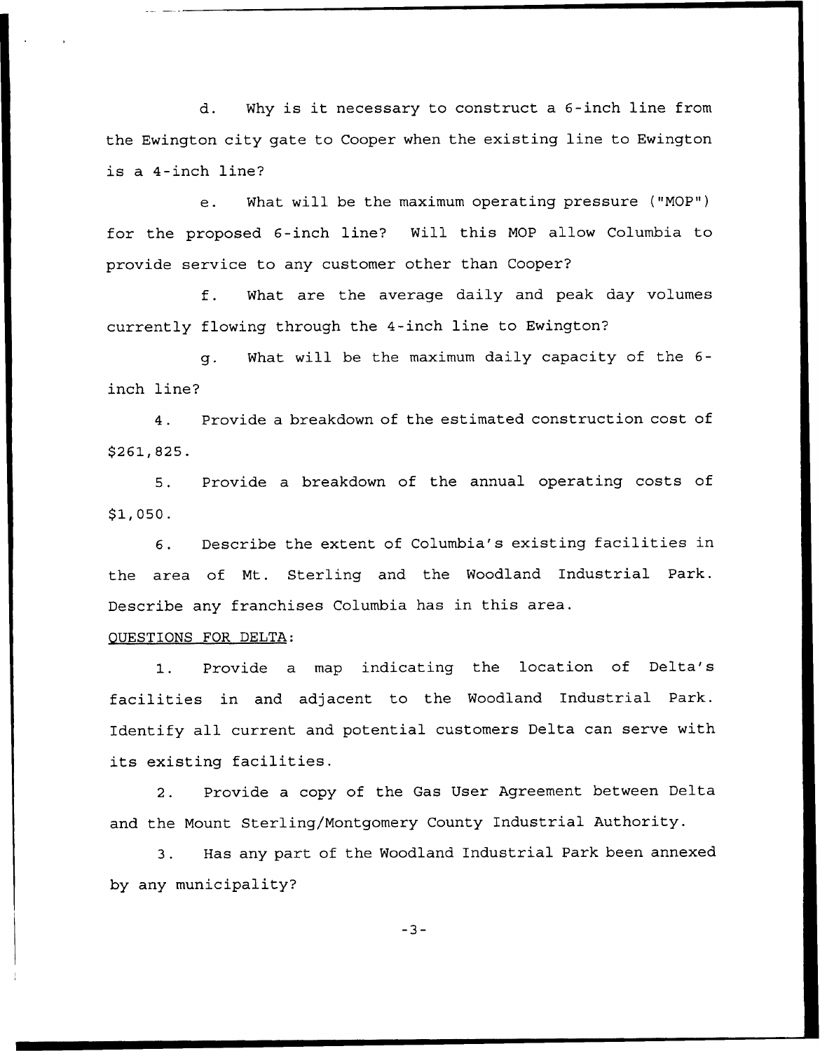d. Why is it necessary to construct a 6-inch line from the Ewington city gate to Cooper when the existing line to Ewington is a 4-inch line?

e. What will be the maximum operating pressure ("MOP") for the proposed 6-inch line? Will this MOP allow Columbia to provide service to any customer other than Cooper?

f. What are the average daily and peak day volumes currently flowing through the 4-inch line to Ewington?

g. What will be the maximum daily capacity of the 6-inch line?

4. Provide a breakdown of the estimated construction cost of $261,825.

5. Provide a breakdown of the annual operating costs of $1,050.

6. Describe the extent of Columbia's existing facilities in the area of Mt. Sterling and the Woodland Industrial Park. Describe any franchises Columbia has in this area.

QUESTIONS FOR DELTA:

1. Provide a map indicating the location of Delta's facilities in and adjacent to the Woodland Industrial Park. Identify all current and potential customers Delta can serve with its existing facilities.

2. Provide a copy of the Gas User Agreement between Delta and the Mount Sterling/Montgomery County Industrial Authority.

3. Has any part of the Woodland Industrial Park been annexed by any municipality?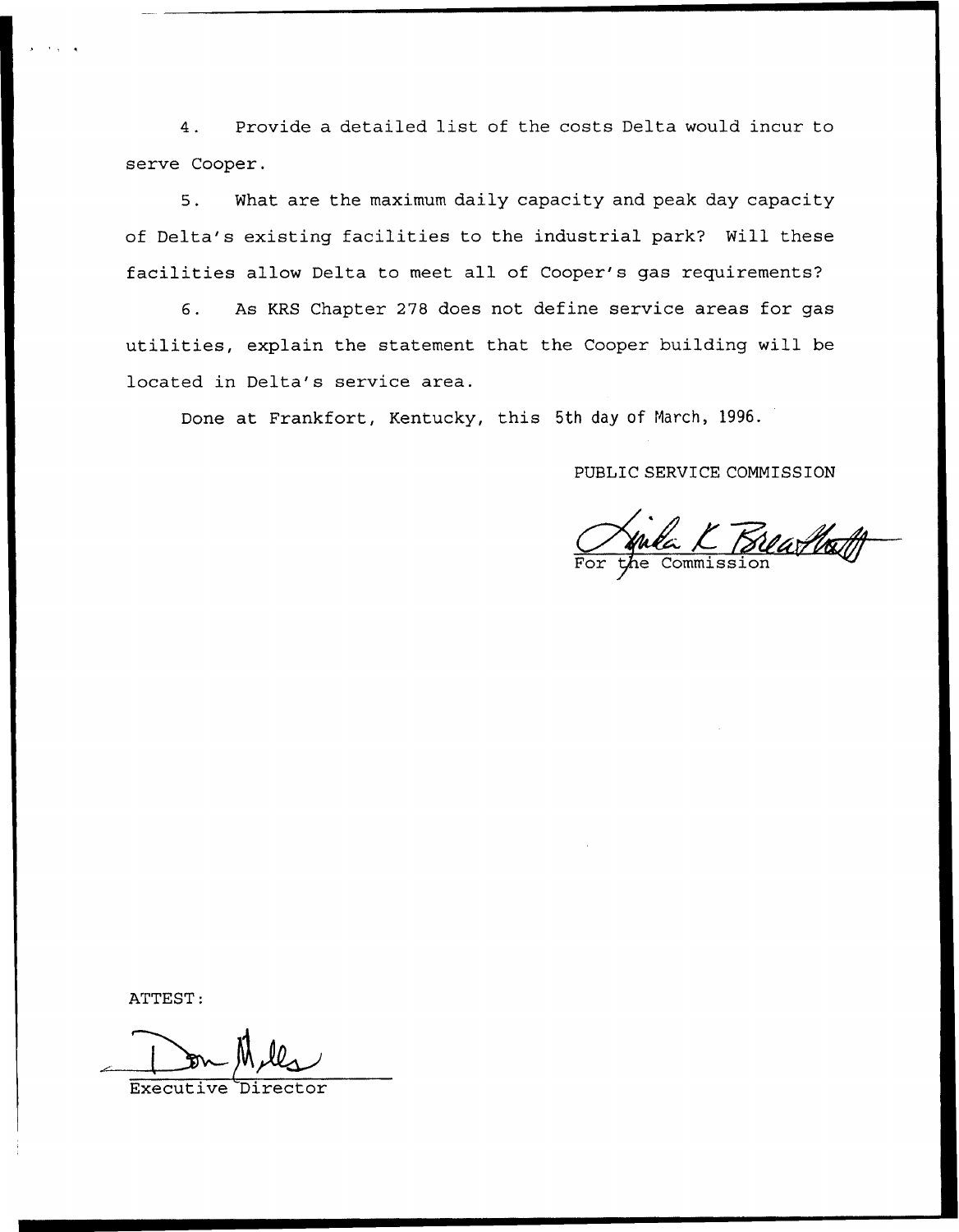4. Provide a detailed list of the costs Delta would incur to serve Cooper.

5. What are the maximum daily capacity and peak day capacity of Delta's existing facilities to the industrial park? Will these facilities allow Delta to meet all of Cooper's gas requirements?

6. As KRS Chapter 278 does not define service areas for gas utilities, explain the statement that the Cooper building will be located in Delta's service area.

Done at Frankfort, Kentucky, this 5th day of March, 1996.

PUBLIC SERVICE COMMISSION

For the Commission

ATTEST:

Executive Director